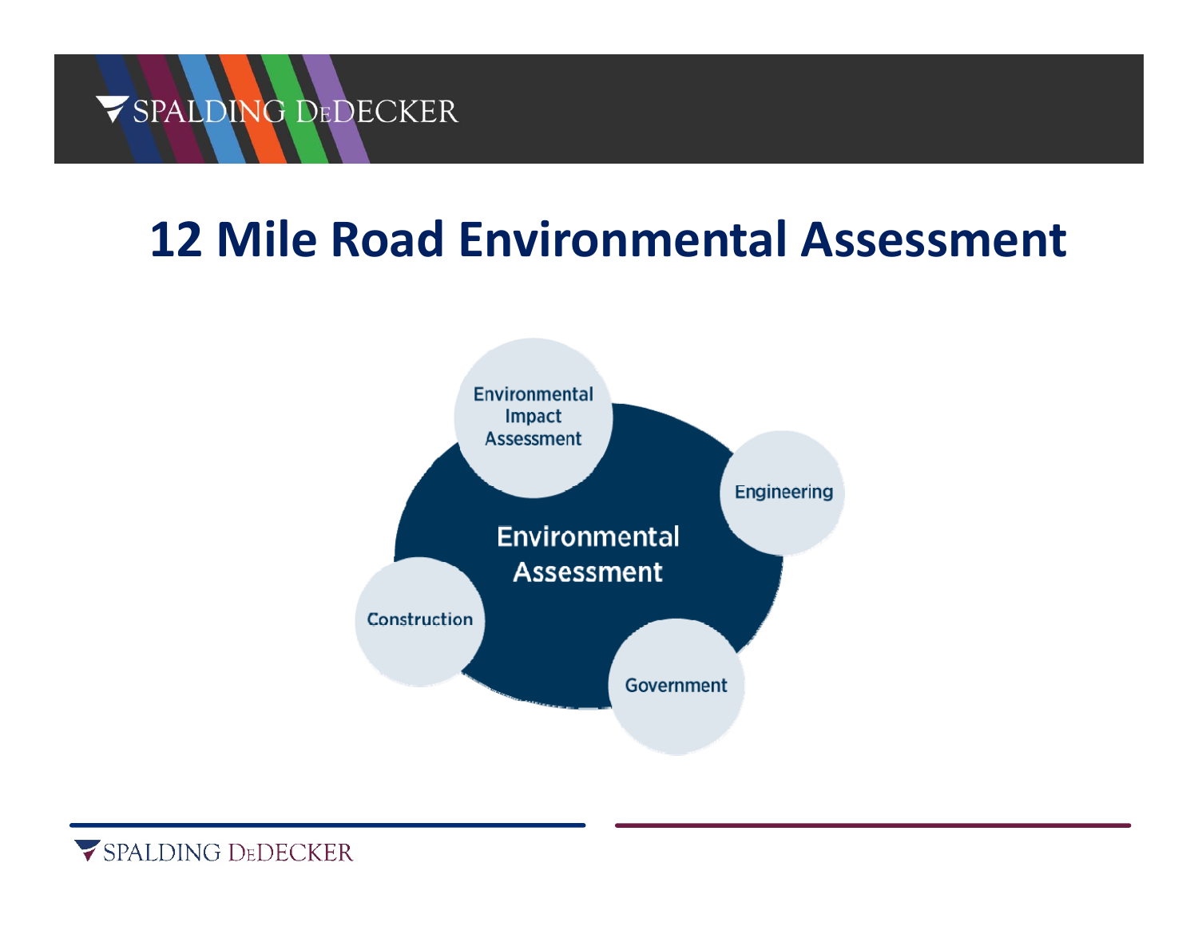# 12 Mile Road Environmental Assessment

Environmental Assessment

- Environmental Impact Assessment
- Engineering
- Government
- Construction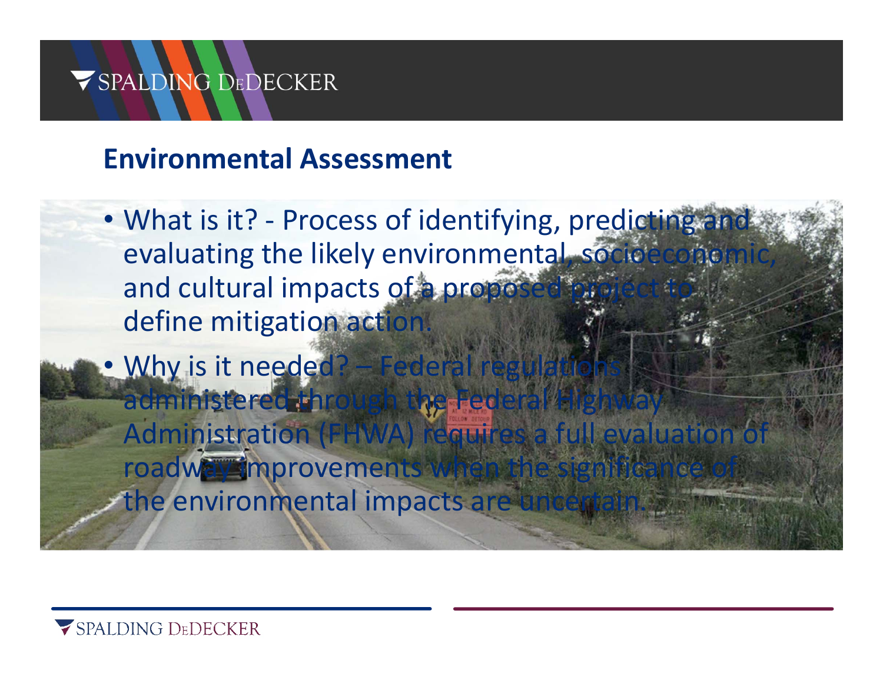## Environmental Assessment

- What is it? - Process of identifying, predicting and evaluating the likely environmental, socioeconomic, and cultural impacts of a proposed project to define mitigation action.
- Why is it needed? – Federal regulations administered through the Federal Highway Administration (FHWA) requires a full evaluation of roadway improvements when the significance of the environmental impacts are uncertain.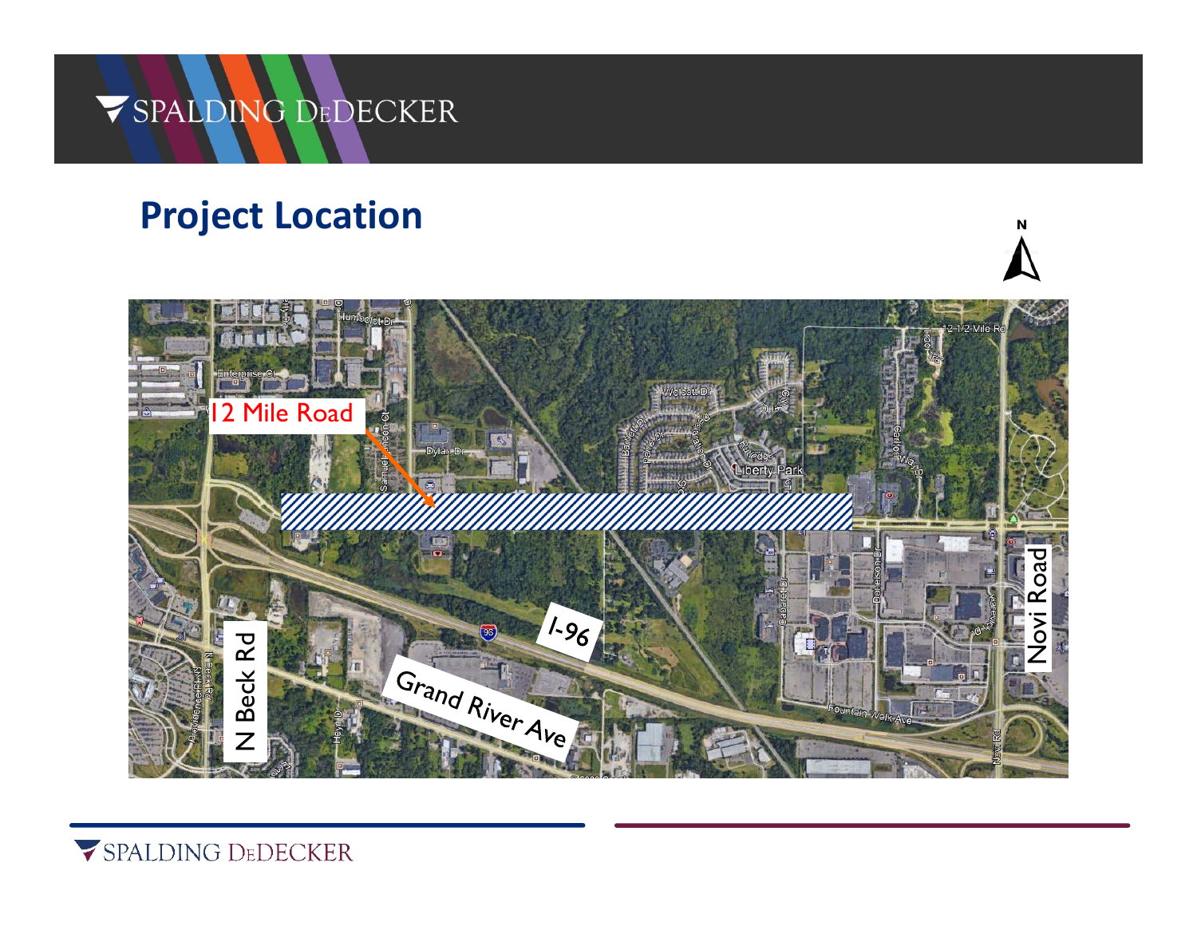# Project Location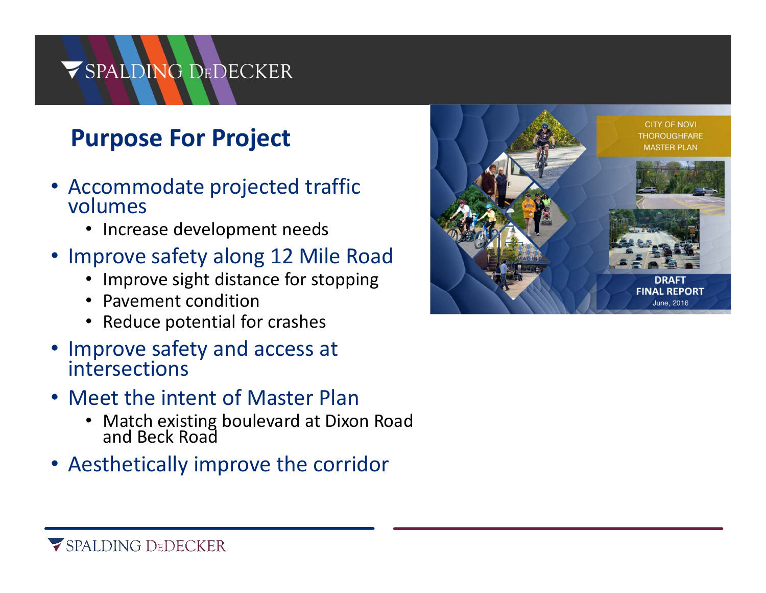## Purpose For Project

- Accommodate projected traffic volumes
  - Increase development needs
- Improve safety along 12 Mile Road
  - Improve sight distance for stopping
  - Pavement condition
  - Reduce potential for crashes
- Improve safety and access at intersections
- Meet the intent of Master Plan
  - Match existing boulevard at Dixon Road and Beck Road
- Aesthetically improve the corridor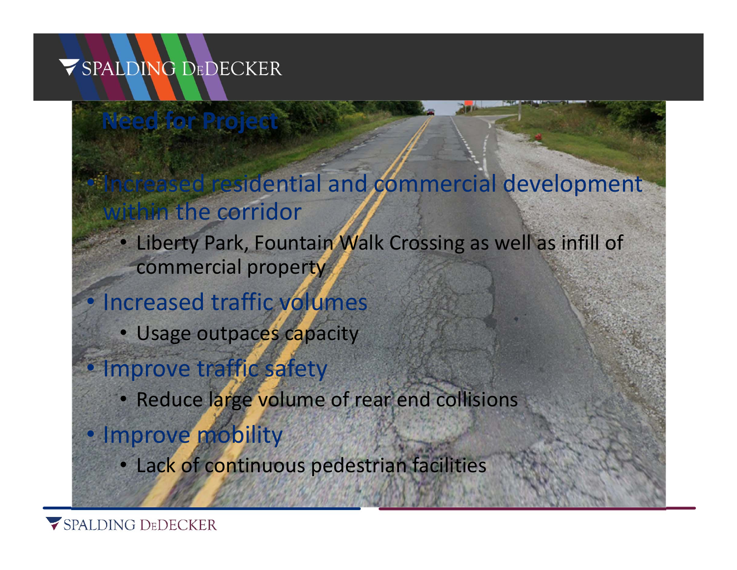## Need for Project

- Increased residential and commercial development within the corridor
  - Liberty Park, Fountain Walk Crossing as well as infill of commercial property
- Increased traffic volumes
  - Usage outpaces capacity
- Improve traffic safety
  - Reduce large volume of rear end collisions
- Improve mobility
  - Lack of continuous pedestrian facilities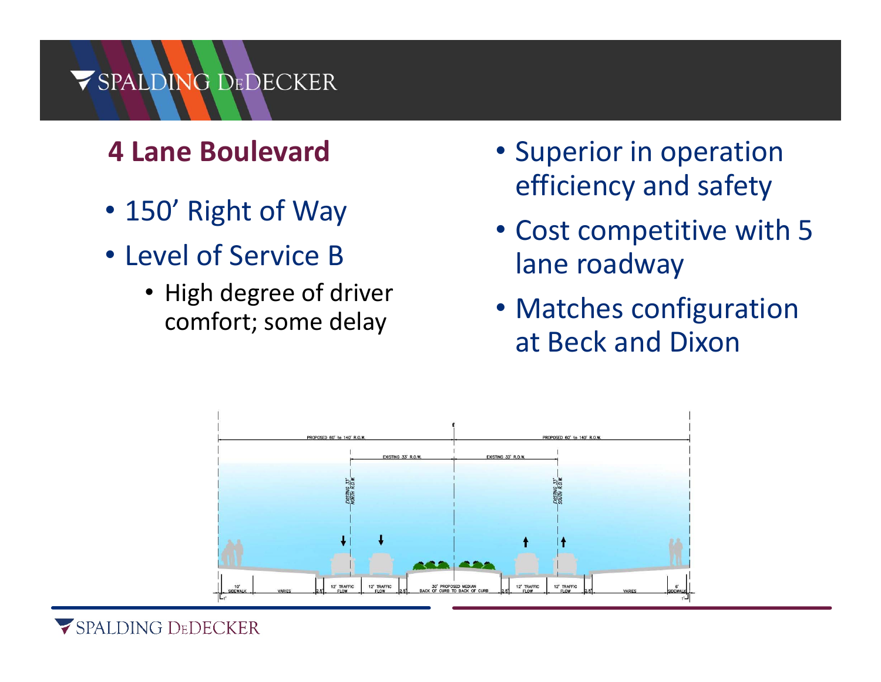## 4 Lane Boulevard

- 150’ Right of Way
- Level of Service B
  - High degree of driver comfort; some delay
- Superior in operation efficiency and safety
- Cost competitive with 5 lane roadway
- Matches configuration at Beck and Dixon

PROPOSED 60' to 140' R.O.W. PROPOSED 60' to 140' R.O.W.

EXISTING 33' R.O.W. EXISTING 33' R.O.W.

EXISTING 33' NORTH R.O.W. EXISTING 33' SOUTH R.O.W.

10' SIDEWALK | VARIES | 2.5' | 12' TRAFFIC FLOW | 12' TRAFFIC FLOW | 2.5' | 30' PROPOSED MEDIAN BACK OF CURB TO BACK OF CURB | 2.5' | 12' TRAFFIC FLOW | 12' TRAFFIC FLOW | 2.5' | VARIES | 6' SIDEWALK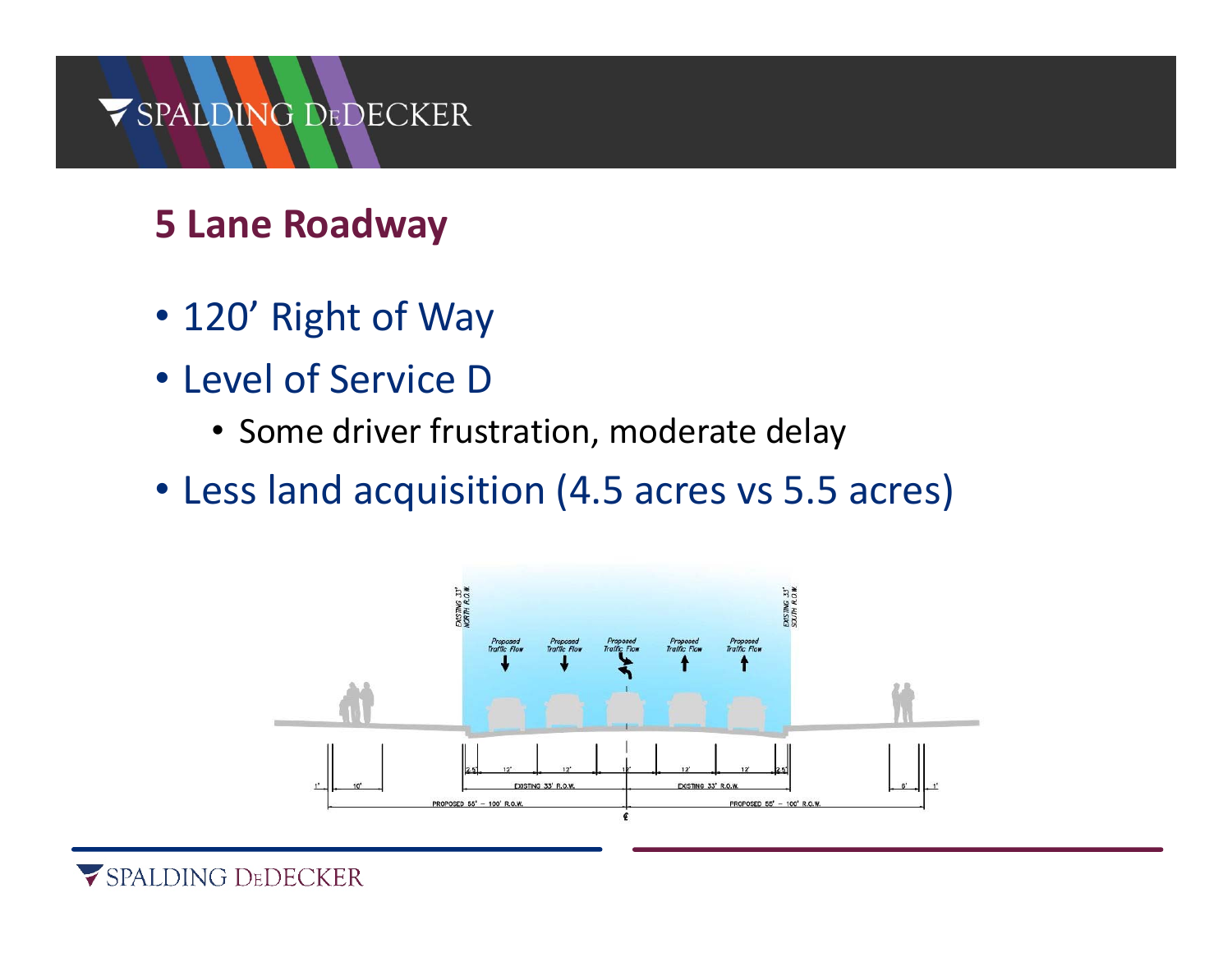## 5 Lane Roadway

- 120’ Right of Way
- Level of Service D
  - Some driver frustration, moderate delay
- Less land acquisition (4.5 acres vs 5.5 acres)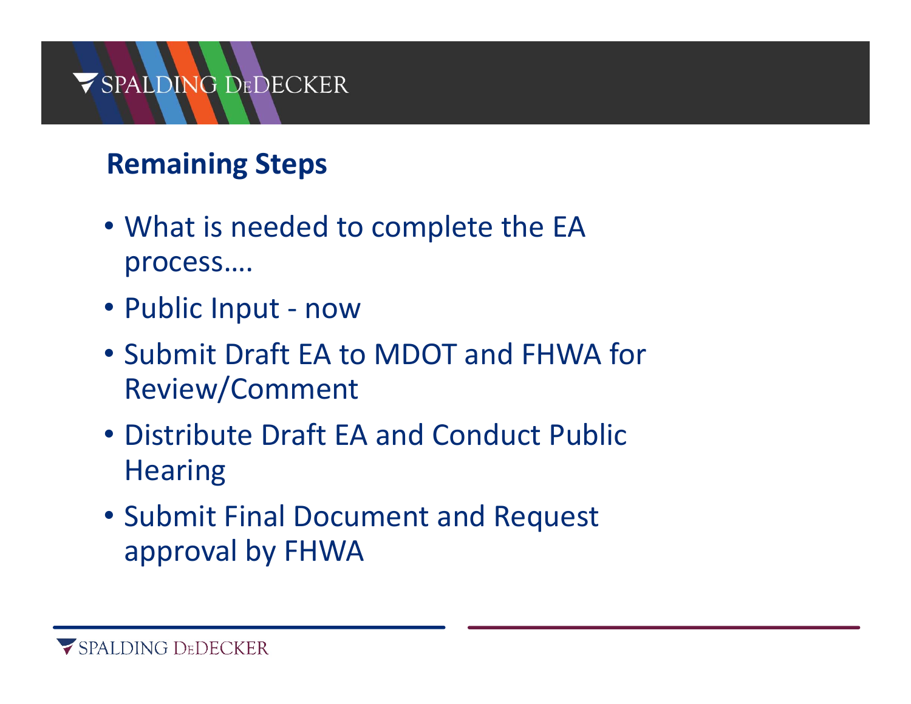## Remaining Steps

- What is needed to complete the EA process….
- Public Input - now
- Submit Draft EA to MDOT and FHWA for Review/Comment
- Distribute Draft EA and Conduct Public Hearing
- Submit Final Document and Request approval by FHWA